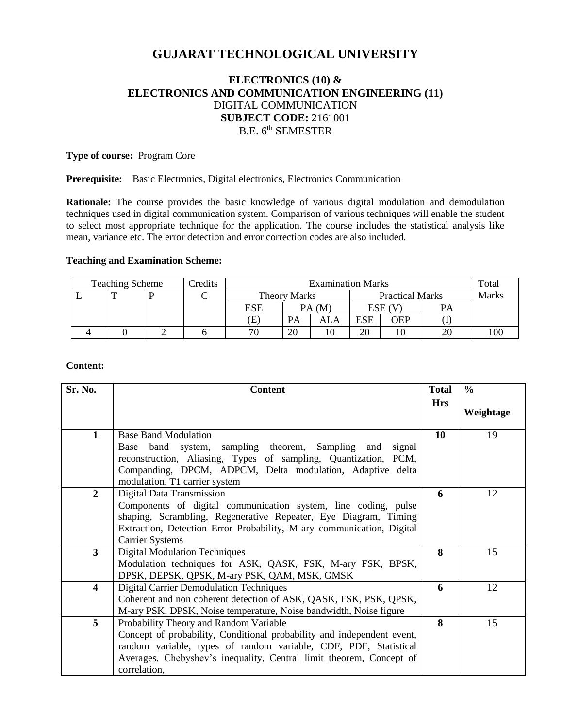# GUJARAT TECHNOLOGICAL UNIVERSITY

## ELECTRONICS (10) &
## ELECTRONICS AND COMMUNICATION ENGINEERING (11)

DIGITAL COMMUNICATION

**SUBJECT CODE:** 2161001

B.E. 6th SEMESTER

**Type of course:** Program Core

**Prerequisite:** Basic Electronics, Digital electronics, Electronics Communication

**Rationale:** The course provides the basic knowledge of various digital modulation and demodulation techniques used in digital communication system. Comparison of various techniques will enable the student to select most appropriate technique for the application. The course includes the statistical analysis like mean, variance etc. The error detection and error correction codes are also included.

**Teaching and Examination Scheme:**

| Teaching Scheme | | | Credits | Examination Marks | | | | | | Total Marks |
|---|---|---|---|---|---|---|---|---|---|---|
| L | T | P | C | Theory Marks | | | Practical Marks | | | |
| | | | | ESE (E) | PA (M) | | ESE (V) | | PA (I) | |
| | | | | | PA | ALA | ESE | OEP | | |
| 4 | 0 | 2 | 6 | 70 | 20 | 10 | 20 | 10 | 20 | 100 |

**Content:**

| Sr. No. | Content | Total Hrs | % Weightage |
|---|---|---|---|
| 1 | Base Band Modulation<br>Base band system, sampling theorem, Sampling and signal reconstruction, Aliasing, Types of sampling, Quantization, PCM, Companding, DPCM, ADPCM, Delta modulation, Adaptive delta modulation, T1 carrier system | 10 | 19 |
| 2 | Digital Data Transmission<br>Components of digital communication system, line coding, pulse shaping, Scrambling, Regenerative Repeater, Eye Diagram, Timing Extraction, Detection Error Probability, M-ary communication, Digital Carrier Systems | 6 | 12 |
| 3 | Digital Modulation Techniques<br>Modulation techniques for ASK, QASK, FSK, M-ary FSK, BPSK, DPSK, DEPSK, QPSK, M-ary PSK, QAM, MSK, GMSK | 8 | 15 |
| 4 | Digital Carrier Demodulation Techniques<br>Coherent and non coherent detection of ASK, QASK, FSK, PSK, QPSK, M-ary PSK, DPSK, Noise temperature, Noise bandwidth, Noise figure | 6 | 12 |
| 5 | Probability Theory and Random Variable<br>Concept of probability, Conditional probability and independent event, random variable, types of random variable, CDF, PDF, Statistical Averages, Chebyshev's inequality, Central limit theorem, Concept of correlation, | 8 | 15 |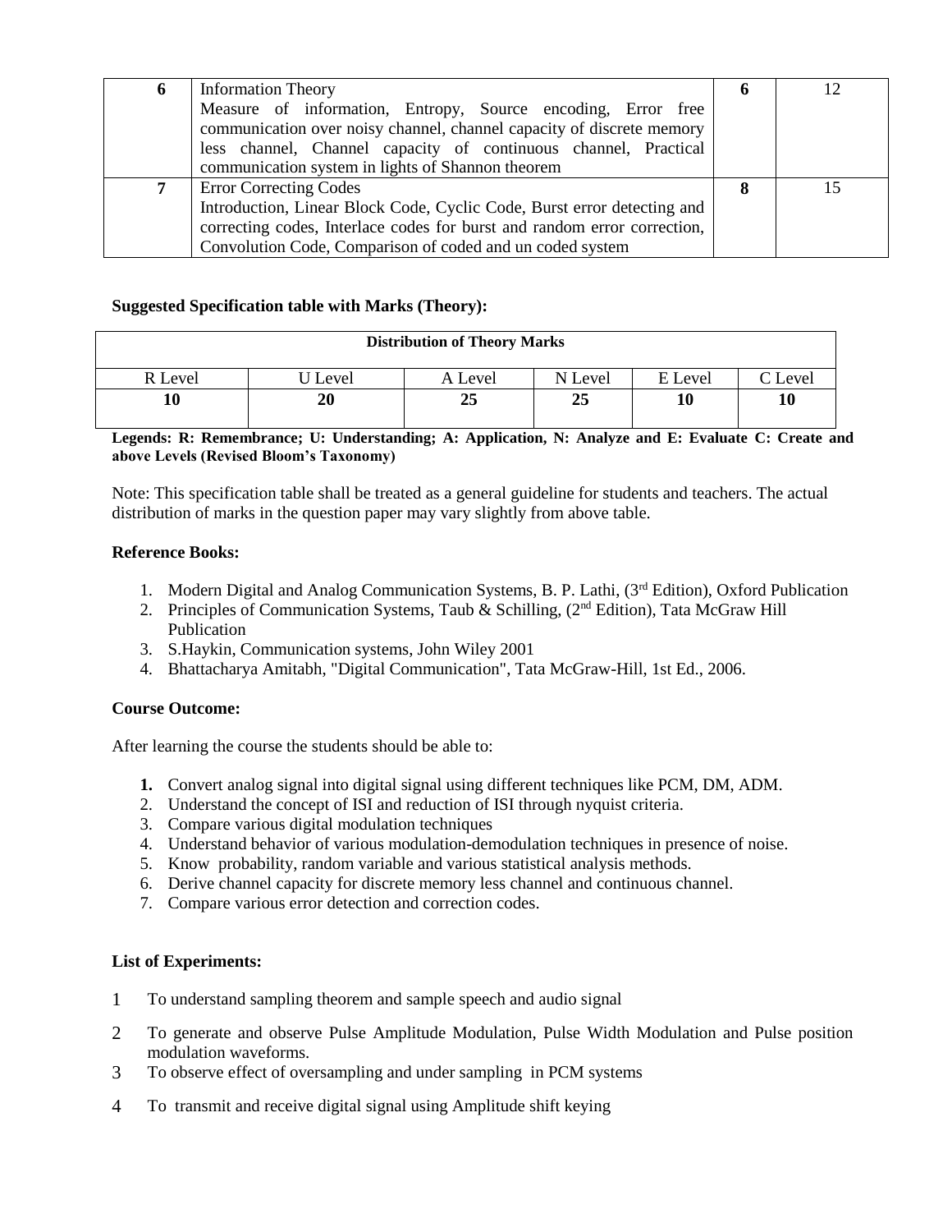| 6 | Information Theory<br>Measure of information, Entropy, Source encoding, Error free communication over noisy channel, channel capacity of discrete memory less channel, Channel capacity of continuous channel, Practical communication system in lights of Shannon theorem | 6 | 12 |
|---|---|---|---|
| 7 | Error Correcting Codes<br>Introduction, Linear Block Code, Cyclic Code, Burst error detecting and correcting codes, Interlace codes for burst and random error correction, Convolution Code, Comparison of coded and un coded system | 8 | 15 |

**Suggested Specification table with Marks (Theory):**

| Distribution of Theory Marks | | | | | |
|---|---|---|---|---|---|
| R Level | U Level | A Level | N Level | E Level | C Level |
| **10** | **20** | **25** | **25** | **10** | **10** |

**Legends: R: Remembrance; U: Understanding; A: Application, N: Analyze and E: Evaluate C: Create and above Levels (Revised Bloom's Taxonomy)**

Note: This specification table shall be treated as a general guideline for students and teachers. The actual distribution of marks in the question paper may vary slightly from above table.

**Reference Books:**

1. Modern Digital and Analog Communication Systems, B. P. Lathi, (3rd Edition), Oxford Publication
2. Principles of Communication Systems, Taub & Schilling, (2nd Edition), Tata McGraw Hill Publication
3. S.Haykin, Communication systems, John Wiley 2001
4. Bhattacharya Amitabh, "Digital Communication", Tata McGraw-Hill, 1st Ed., 2006.

**Course Outcome:**

After learning the course the students should be able to:

1. Convert analog signal into digital signal using different techniques like PCM, DM, ADM.
2. Understand the concept of ISI and reduction of ISI through nyquist criteria.
3. Compare various digital modulation techniques
4. Understand behavior of various modulation-demodulation techniques in presence of noise.
5. Know probability, random variable and various statistical analysis methods.
6. Derive channel capacity for discrete memory less channel and continuous channel.
7. Compare various error detection and correction codes.

**List of Experiments:**

1. To understand sampling theorem and sample speech and audio signal
2. To generate and observe Pulse Amplitude Modulation, Pulse Width Modulation and Pulse position modulation waveforms.
3. To observe effect of oversampling and under sampling in PCM systems
4. To transmit and receive digital signal using Amplitude shift keying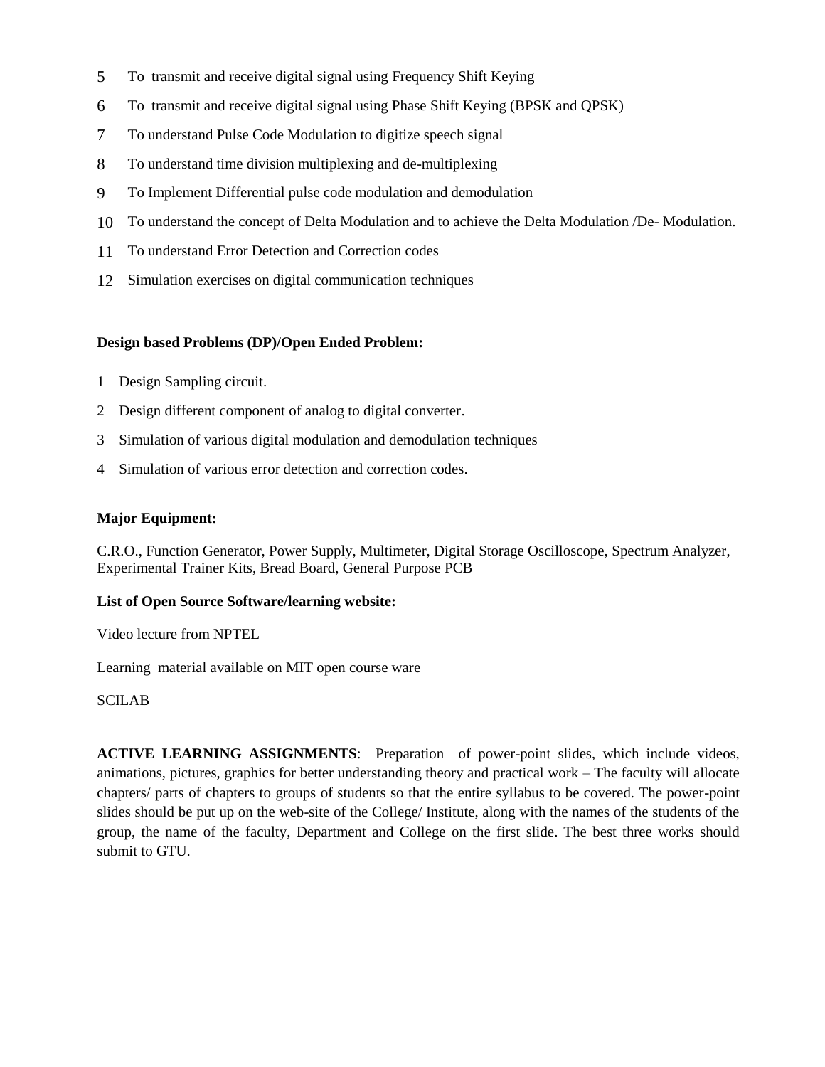5. To transmit and receive digital signal using Frequency Shift Keying
6. To transmit and receive digital signal using Phase Shift Keying (BPSK and QPSK)
7. To understand Pulse Code Modulation to digitize speech signal
8. To understand time division multiplexing and de-multiplexing
9. To Implement Differential pulse code modulation and demodulation
10. To understand the concept of Delta Modulation and to achieve the Delta Modulation /De- Modulation.
11. To understand Error Detection and Correction codes
12. Simulation exercises on digital communication techniques

**Design based Problems (DP)/Open Ended Problem:**

1. Design Sampling circuit.
2. Design different component of analog to digital converter.
3. Simulation of various digital modulation and demodulation techniques
4. Simulation of various error detection and correction codes.

**Major Equipment:**

C.R.O., Function Generator, Power Supply, Multimeter, Digital Storage Oscilloscope, Spectrum Analyzer, Experimental Trainer Kits, Bread Board, General Purpose PCB

**List of Open Source Software/learning website:**

Video lecture from NPTEL

Learning material available on MIT open course ware

SCILAB

**ACTIVE LEARNING ASSIGNMENTS**: Preparation of power-point slides, which include videos, animations, pictures, graphics for better understanding theory and practical work – The faculty will allocate chapters/ parts of chapters to groups of students so that the entire syllabus to be covered. The power-point slides should be put up on the web-site of the College/ Institute, along with the names of the students of the group, the name of the faculty, Department and College on the first slide. The best three works should submit to GTU.